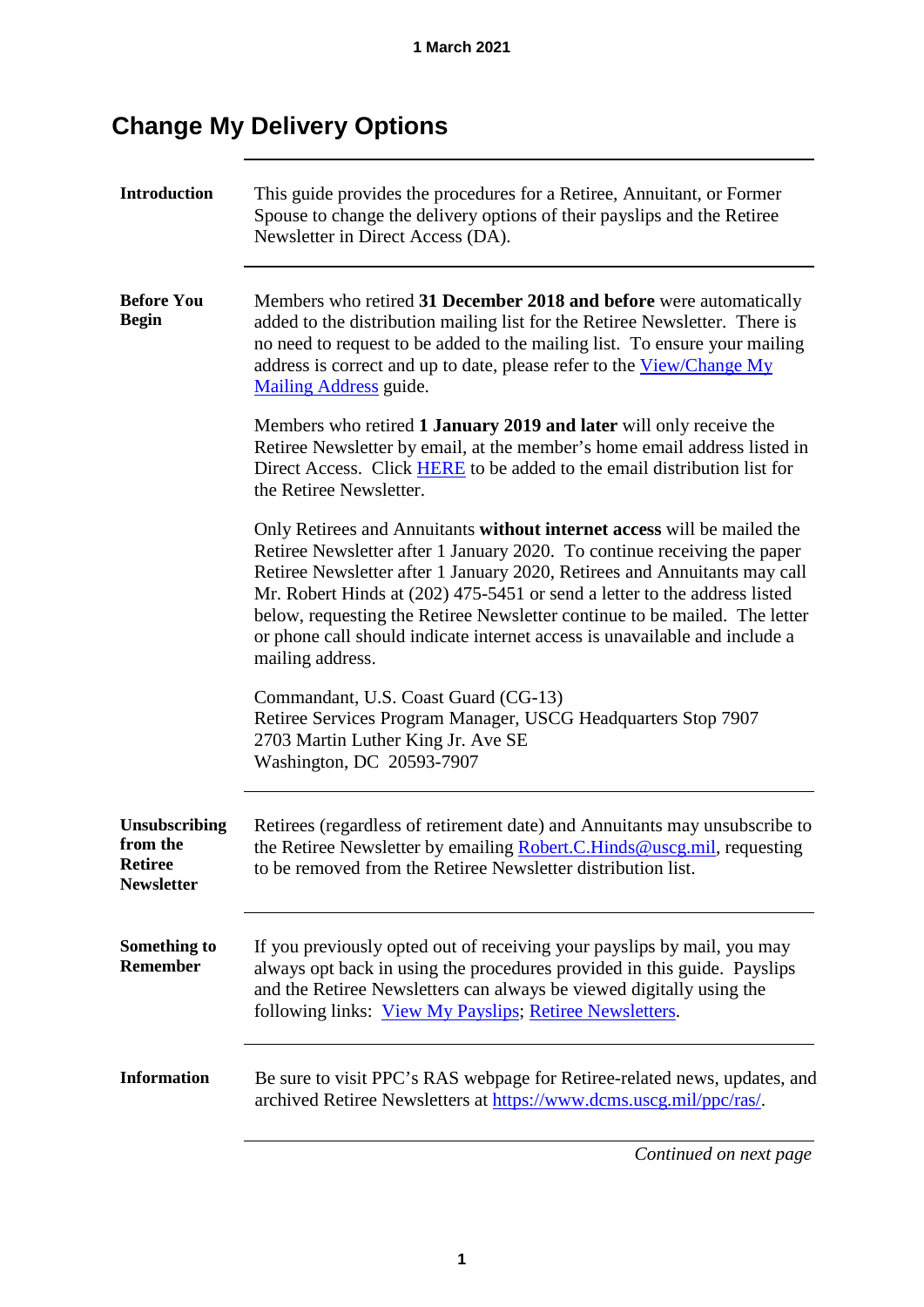1 March 2021

# Change My Delivery Options

**Introduction**

This guide provides the procedures for a Retiree, Annuitant, or Former Spouse to change the delivery options of their payslips and the Retiree Newsletter in Direct Access (DA).

**Before You Begin**

Members who retired **31 December 2018 and before** were automatically added to the distribution mailing list for the Retiree Newsletter. There is no need to request to be added to the mailing list. To ensure your mailing address is correct and up to date, please refer to the View/Change My Mailing Address guide.

Members who retired **1 January 2019 and later** will only receive the Retiree Newsletter by email, at the member's home email address listed in Direct Access. Click HERE to be added to the email distribution list for the Retiree Newsletter.

Only Retirees and Annuitants **without internet access** will be mailed the Retiree Newsletter after 1 January 2020. To continue receiving the paper Retiree Newsletter after 1 January 2020, Retirees and Annuitants may call Mr. Robert Hinds at (202) 475-5451 or send a letter to the address listed below, requesting the Retiree Newsletter continue to be mailed. The letter or phone call should indicate internet access is unavailable and include a mailing address.

Commandant, U.S. Coast Guard (CG-13)
Retiree Services Program Manager, USCG Headquarters Stop 7907
2703 Martin Luther King Jr. Ave SE
Washington, DC 20593-7907

**Unsubscribing from the Retiree Newsletter**

Retirees (regardless of retirement date) and Annuitants may unsubscribe to the Retiree Newsletter by emailing Robert.C.Hinds@uscg.mil, requesting to be removed from the Retiree Newsletter distribution list.

**Something to Remember**

If you previously opted out of receiving your payslips by mail, you may always opt back in using the procedures provided in this guide. Payslips and the Retiree Newsletters can always be viewed digitally using the following links: View My Payslips; Retiree Newsletters.

**Information**

Be sure to visit PPC's RAS webpage for Retiree-related news, updates, and archived Retiree Newsletters at https://www.dcms.uscg.mil/ppc/ras/.

*Continued on next page*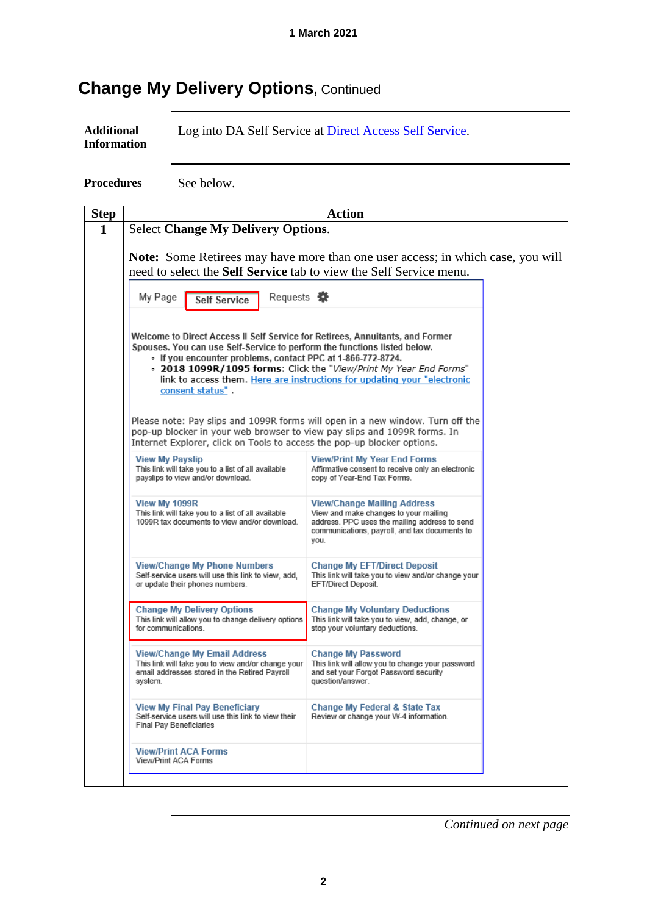1 March 2021

# Change My Delivery Options, Continued

**Additional Information**

Log into DA Self Service at [Direct Access Self Service](Direct Access Self Service).

**Procedures**

See below.

| Step | Action |
| --- | --- |
| 1 | Select **Change My Delivery Options**.<br><br>**Note:** Some Retirees may have more than one user access; in which case, you will need to select the **Self Service** tab to view the Self Service menu. |

My Page | **Self Service** | Requests

**Welcome to Direct Access II Self Service for Retirees, Annuitants, and Former Spouses. You can use Self-Service to perform the functions listed below.**

- **If you encounter problems, contact PPC at 1-866-772-8724.**
- **2018 1099R/1095 forms**: Click the "*View/Print My Year End Forms*" link to access them. Here are instructions for updating your "electronic consent status" .

Please note: Pay slips and 1099R forms will open in a new window. Turn off the pop-up blocker in your web browser to view pay slips and 1099R forms. In Internet Explorer, click on Tools to access the pop-up blocker options.

| | |
| --- | --- |
| **View My Payslip**<br>This link will take you to a list of all available payslips to view and/or download. | **View/Print My Year End Forms**<br>Affirmative consent to receive only an electronic copy of Year-End Tax Forms. |
| **View My 1099R**<br>This link will take you to a list of all available 1099R tax documents to view and/or download. | **View/Change Mailing Address**<br>View and make changes to your mailing address. PPC uses the mailing address to send communications, payroll, and tax documents to you. |
| **View/Change My Phone Numbers**<br>Self-service users will use this link to view, add, or update their phones numbers. | **Change My EFT/Direct Deposit**<br>This link will take you to view and/or change your EFT/Direct Deposit. |
| **Change My Delivery Options**<br>This link will allow you to change delivery options for communications. | **Change My Voluntary Deductions**<br>This link will take you to view, add, change, or stop your voluntary deductions. |
| **View/Change My Email Address**<br>This link will take you to view and/or change your email addresses stored in the Retired Payroll system. | **Change My Password**<br>This link will allow you to change your password and set your Forgot Password security question/answer. |
| **View My Final Pay Beneficiary**<br>Self-service users will use this link to view their Final Pay Beneficiaries | **Change My Federal & State Tax**<br>Review or change your W-4 information. |
| **View/Print ACA Forms**<br>View/Print ACA Forms | |

*Continued on next page*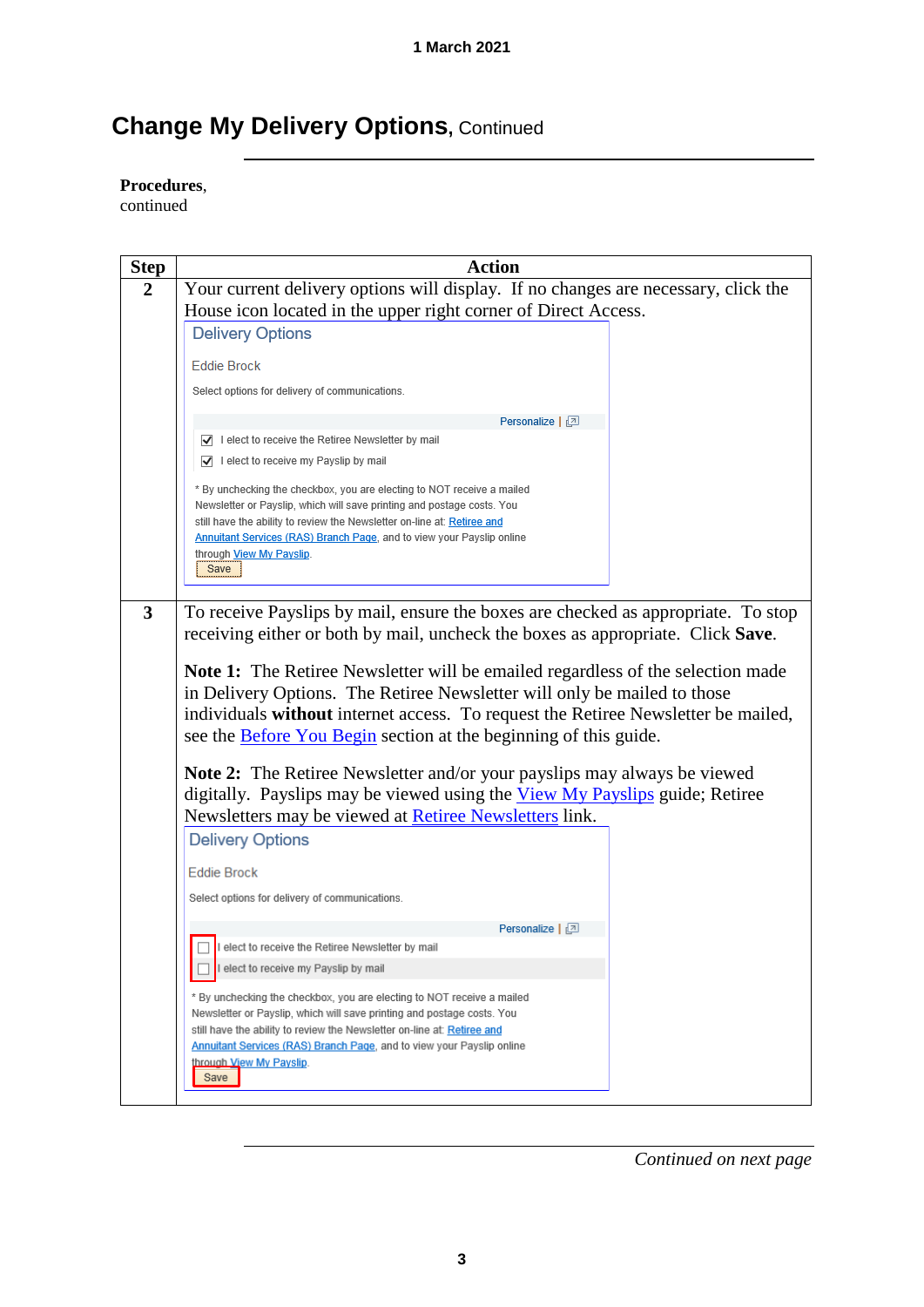## Change My Delivery Options, Continued

**Procedures**, continued

| Step | Action |
|---|---|
| 2 | Your current delivery options will display. If no changes are necessary, click the House icon located in the upper right corner of Direct Access.<br><br>Delivery Options<br><br>Eddie Brock<br><br>Select options for delivery of communications.<br><br>Personalize \|<br><br>☑ I elect to receive the Retiree Newsletter by mail<br>☑ I elect to receive my Payslip by mail<br><br>* By unchecking the checkbox, you are electing to NOT receive a mailed Newsletter or Payslip, which will save printing and postage costs. You still have the ability to review the Newsletter on-line at: Retiree and Annuitant Services (RAS) Branch Page, and to view your Payslip online through View My Payslip.<br><br>Save |
| 3 | To receive Payslips by mail, ensure the boxes are checked as appropriate. To stop receiving either or both by mail, uncheck the boxes as appropriate. Click **Save**.<br><br>**Note 1:** The Retiree Newsletter will be emailed regardless of the selection made in Delivery Options. The Retiree Newsletter will only be mailed to those individuals **without** internet access. To request the Retiree Newsletter be mailed, see the Before You Begin section at the beginning of this guide.<br><br>**Note 2:** The Retiree Newsletter and/or your payslips may always be viewed digitally. Payslips may be viewed using the View My Payslips guide; Retiree Newsletters may be viewed at Retiree Newsletters link.<br><br>Delivery Options<br><br>Eddie Brock<br><br>Select options for delivery of communications.<br><br>Personalize \|<br><br>☐ I elect to receive the Retiree Newsletter by mail<br>☐ I elect to receive my Payslip by mail<br><br>* By unchecking the checkbox, you are electing to NOT receive a mailed Newsletter or Payslip, which will save printing and postage costs. You still have the ability to review the Newsletter on-line at: Retiree and Annuitant Services (RAS) Branch Page, and to view your Payslip online through View My Payslip.<br><br>Save |

*Continued on next page*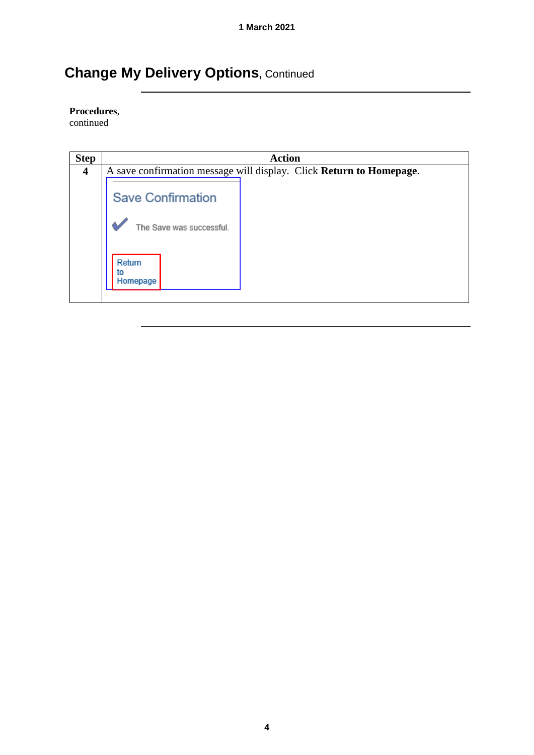# Change My Delivery Options, Continued

**Procedures**, continued

| Step | Action |
| --- | --- |
| 4 | A save confirmation message will display. Click **Return to Homepage**. <br><br> Save Confirmation <br> The Save was successful. <br> Return to Homepage |